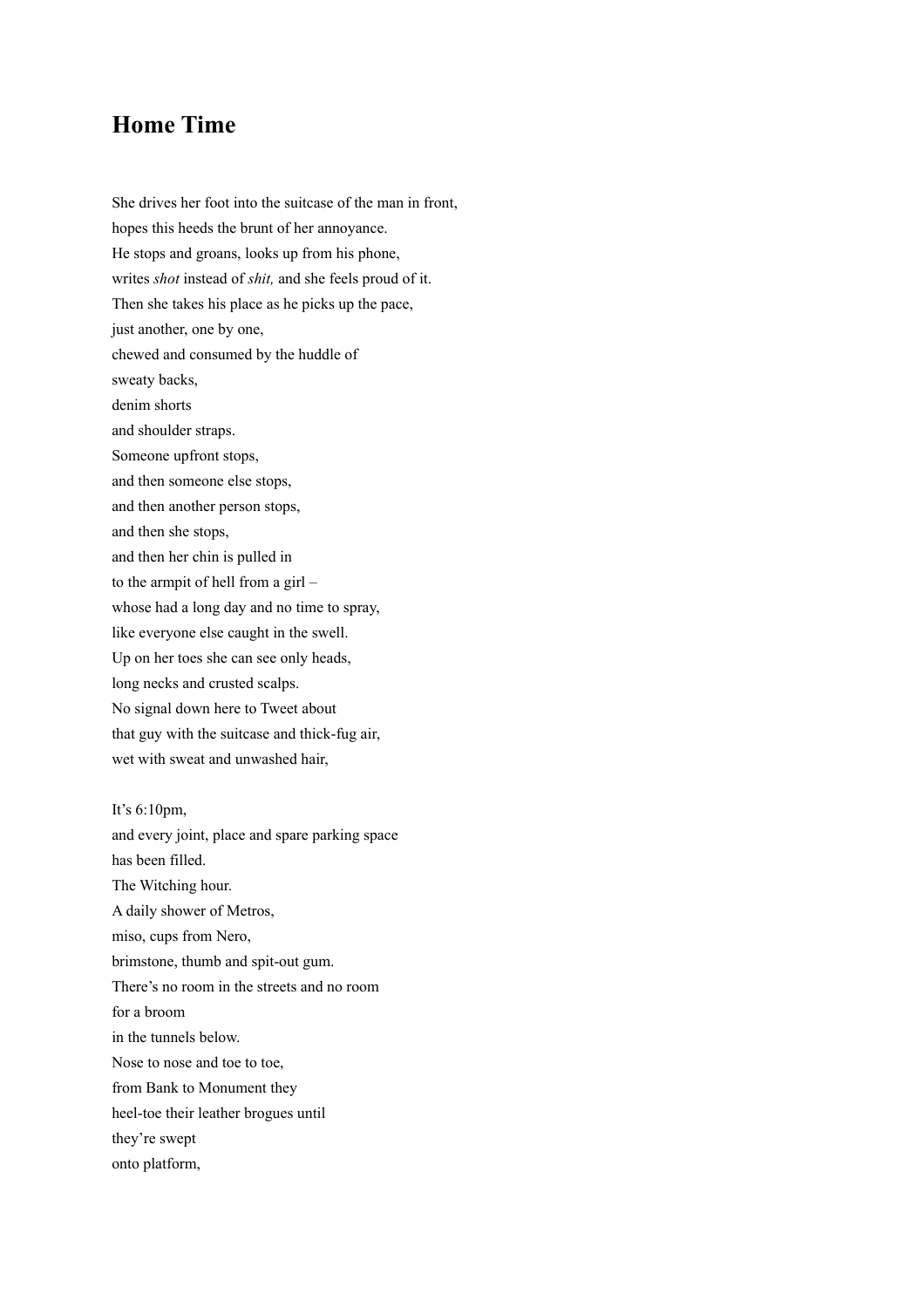# Home Time

She drives her foot into the suitcase of the man in front,  
hopes this heeds the brunt of her annoyance.  
He stops and groans, looks up from his phone,  
writes *shot* instead of *shit,* and she feels proud of it.  
Then she takes his place as he picks up the pace,  
just another, one by one,  
chewed and consumed by the huddle of  
sweaty backs,  
denim shorts  
and shoulder straps.  
Someone upfront stops,  
and then someone else stops,  
and then another person stops,  
and then she stops,  
and then her chin is pulled in  
to the armpit of hell from a girl –  
whose had a long day and no time to spray,  
like everyone else caught in the swell.  
Up on her toes she can see only heads,  
long necks and crusted scalps.  
No signal down here to Tweet about  
that guy with the suitcase and thick-fug air,  
wet with sweat and unwashed hair,

It's 6:10pm,  
and every joint, place and spare parking space  
has been filled.  
The Witching hour.  
A daily shower of Metros,  
miso, cups from Nero,  
brimstone, thumb and spit-out gum.  
There's no room in the streets and no room  
for a broom  
in the tunnels below.  
Nose to nose and toe to toe,  
from Bank to Monument they  
heel-toe their leather brogues until  
they're swept  
onto platform,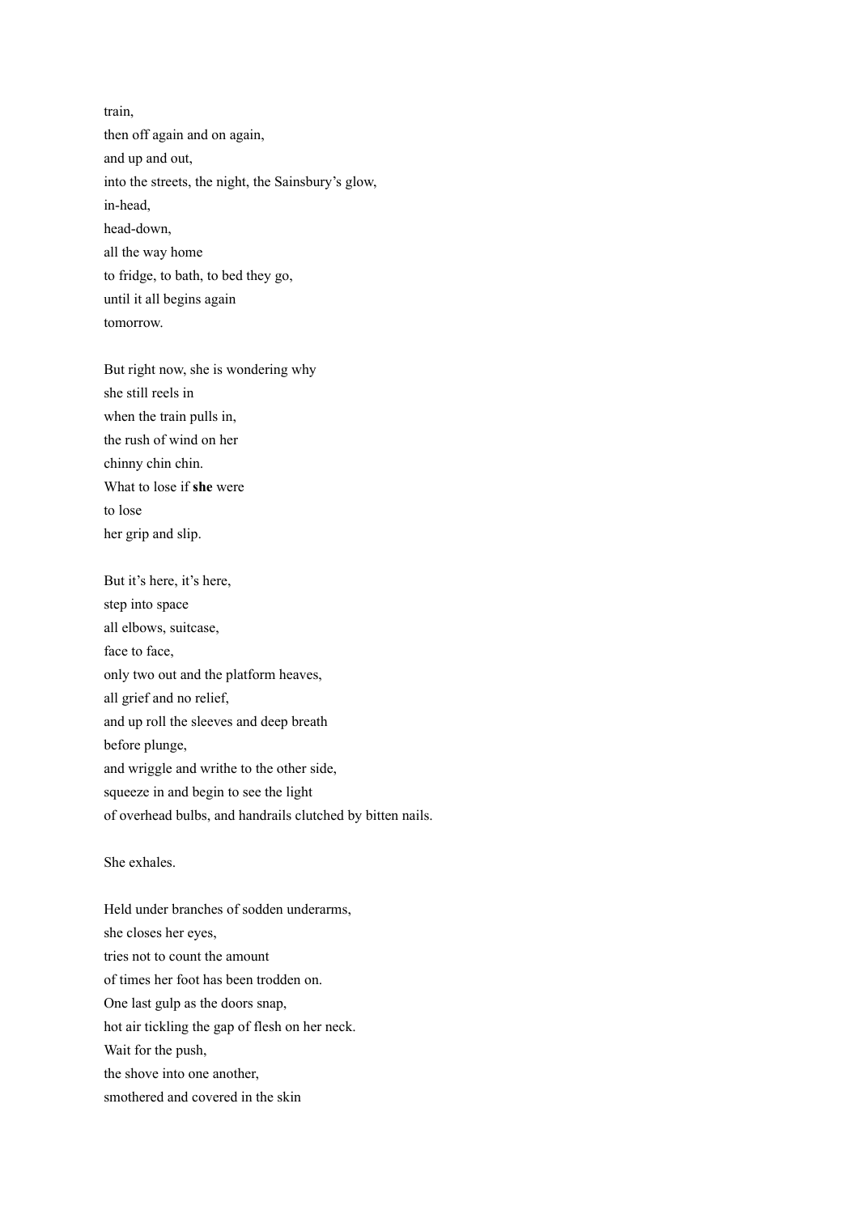train,  
then off again and on again,  
and up and out,  
into the streets, the night, the Sainsbury's glow,  
in-head,  
head-down,  
all the way home  
to fridge, to bath, to bed they go,  
until it all begins again  
tomorrow.

But right now, she is wondering why  
she still reels in  
when the train pulls in,  
the rush of wind on her  
chinny chin chin.  
What to lose if **she** were  
to lose  
her grip and slip.

But it's here, it's here,  
step into space  
all elbows, suitcase,  
face to face,  
only two out and the platform heaves,  
all grief and no relief,  
and up roll the sleeves and deep breath  
before plunge,  
and wriggle and writhe to the other side,  
squeeze in and begin to see the light  
of overhead bulbs, and handrails clutched by bitten nails.

She exhales.

Held under branches of sodden underarms,  
she closes her eyes,  
tries not to count the amount  
of times her foot has been trodden on.  
One last gulp as the doors snap,  
hot air tickling the gap of flesh on her neck.  
Wait for the push,  
the shove into one another,  
smothered and covered in the skin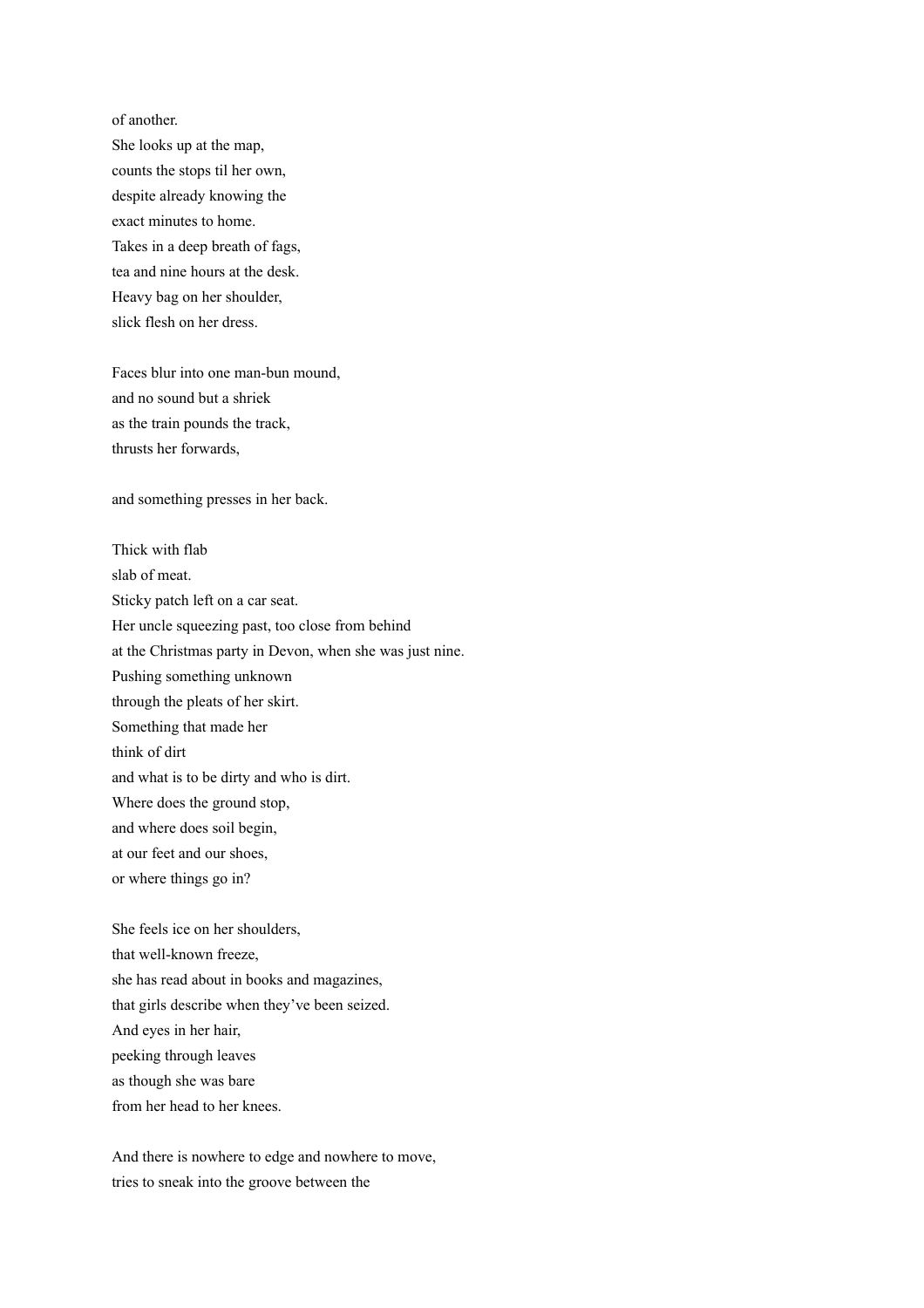of another.
She looks up at the map,
counts the stops til her own,
despite already knowing the
exact minutes to home.
Takes in a deep breath of fags,
tea and nine hours at the desk.
Heavy bag on her shoulder,
slick flesh on her dress.

Faces blur into one man-bun mound,
and no sound but a shriek
as the train pounds the track,
thrusts her forwards,

and something presses in her back.

Thick with flab
slab of meat.
Sticky patch left on a car seat.
Her uncle squeezing past, too close from behind
at the Christmas party in Devon, when she was just nine.
Pushing something unknown
through the pleats of her skirt.
Something that made her
think of dirt
and what is to be dirty and who is dirt.
Where does the ground stop,
and where does soil begin,
at our feet and our shoes,
or where things go in?

She feels ice on her shoulders,
that well-known freeze,
she has read about in books and magazines,
that girls describe when they've been seized.
And eyes in her hair,
peeking through leaves
as though she was bare
from her head to her knees.

And there is nowhere to edge and nowhere to move,
tries to sneak into the groove between the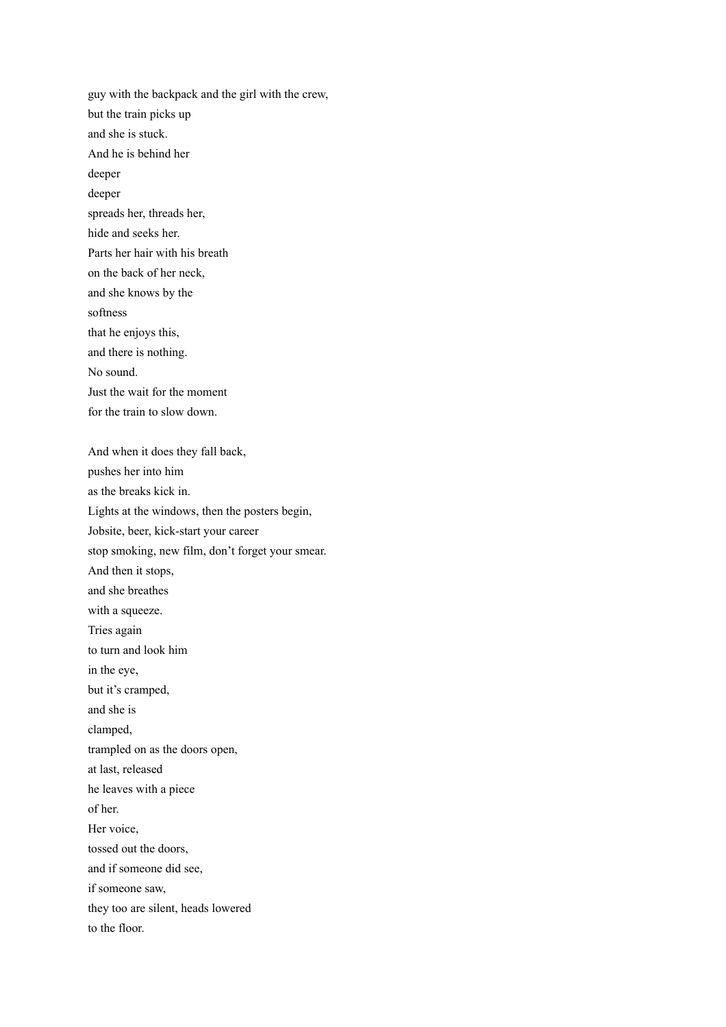guy with the backpack and the girl with the crew,
but the train picks up
and she is stuck.
And he is behind her
deeper
deeper
spreads her, threads her,
hide and seeks her.
Parts her hair with his breath
on the back of her neck,
and she knows by the
softness
that he enjoys this,
and there is nothing.
No sound.
Just the wait for the moment
for the train to slow down.

And when it does they fall back,
pushes her into him
as the breaks kick in.
Lights at the windows, then the posters begin,
Jobsite, beer, kick-start your career
stop smoking, new film, don't forget your smear.
And then it stops,
and she breathes
with a squeeze.
Tries again
to turn and look him
in the eye,
but it's cramped,
and she is
clamped,
trampled on as the doors open,
at last, released
he leaves with a piece
of her.
Her voice,
tossed out the doors,
and if someone did see,
if someone saw,
they too are silent, heads lowered
to the floor.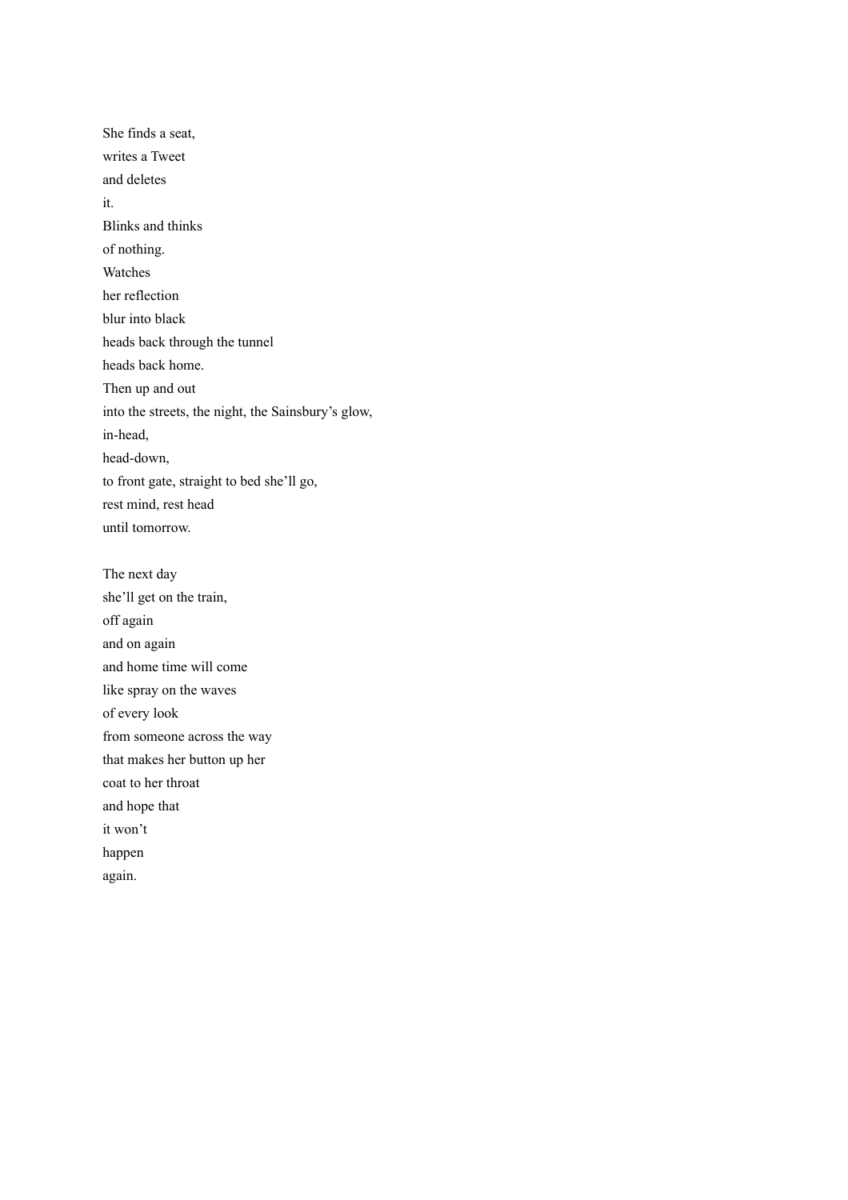She finds a seat,  
writes a Tweet  
and deletes  
it.  
Blinks and thinks  
of nothing.  
Watches  
her reflection  
blur into black  
heads back through the tunnel  
heads back home.  
Then up and out  
into the streets, the night, the Sainsbury's glow,  
in-head,  
head-down,  
to front gate, straight to bed she'll go,  
rest mind, rest head  
until tomorrow.

The next day  
she'll get on the train,  
off again  
and on again  
and home time will come  
like spray on the waves  
of every look  
from someone across the way  
that makes her button up her  
coat to her throat  
and hope that  
it won't  
happen  
again.